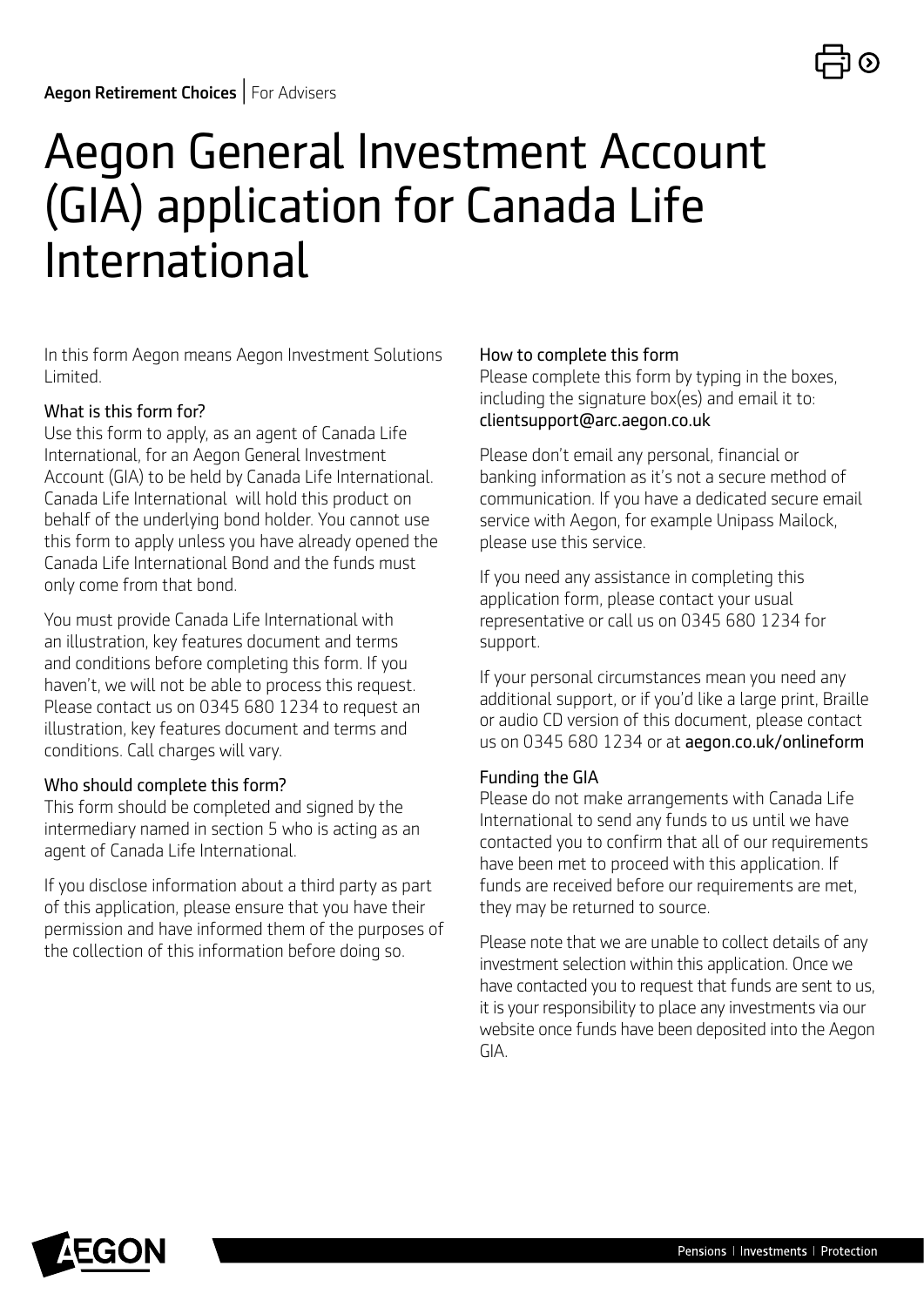**Aegon Retirement Choices** | For Advisers

# Aegon General Investment Account (GIA) application for Canada Life International

In this form Aegon means Aegon Investment Solutions Limited.

### What is this form for?

Use this form to apply, as an agent of Canada Life International, for an Aegon General Investment Account (GIA) to be held by Canada Life International. Canada Life International will hold this product on behalf of the underlying bond holder. You cannot use this form to apply unless you have already opened the Canada Life International Bond and the funds must only come from that bond.

You must provide Canada Life International with an illustration, key features document and terms and conditions before completing this form. If you haven't, we will not be able to process this request. Please contact us on 0345 680 1234 to request an illustration, key features document and terms and conditions. Call charges will vary.

### Who should complete this form?

This form should be completed and signed by the intermediary named in section 5 who is acting as an agent of Canada Life International.

If you disclose information about a third party as part of this application, please ensure that you have their permission and have informed them of the purposes of the collection of this information before doing so.

### How to complete this form

Please complete this form by typing in the boxes, including the signature box(es) and email it to: clientsupport@arc.aegon.co.uk

Please don't email any personal, financial or banking information as it's not a secure method of communication. If you have a dedicated secure email service with Aegon, for example Unipass Mailock, please use this service.

If you need any assistance in completing this application form, please contact your usual representative or call us on 0345 680 1234 for support.

If your personal circumstances mean you need any additional support, or if you'd like a large print, Braille or audio CD version of this document, please contact us on 0345 680 1234 or at aegon.co.uk/onlineform

### Funding the GIA

Please do not make arrangements with Canada Life International to send any funds to us until we have contacted you to confirm that all of our requirements have been met to proceed with this application. If funds are received before our requirements are met, they may be returned to source.

Please note that we are unable to collect details of any investment selection within this application. Once we have contacted you to request that funds are sent to us, it is your responsibility to place any investments via our website once funds have been deposited into the Aegon GIA.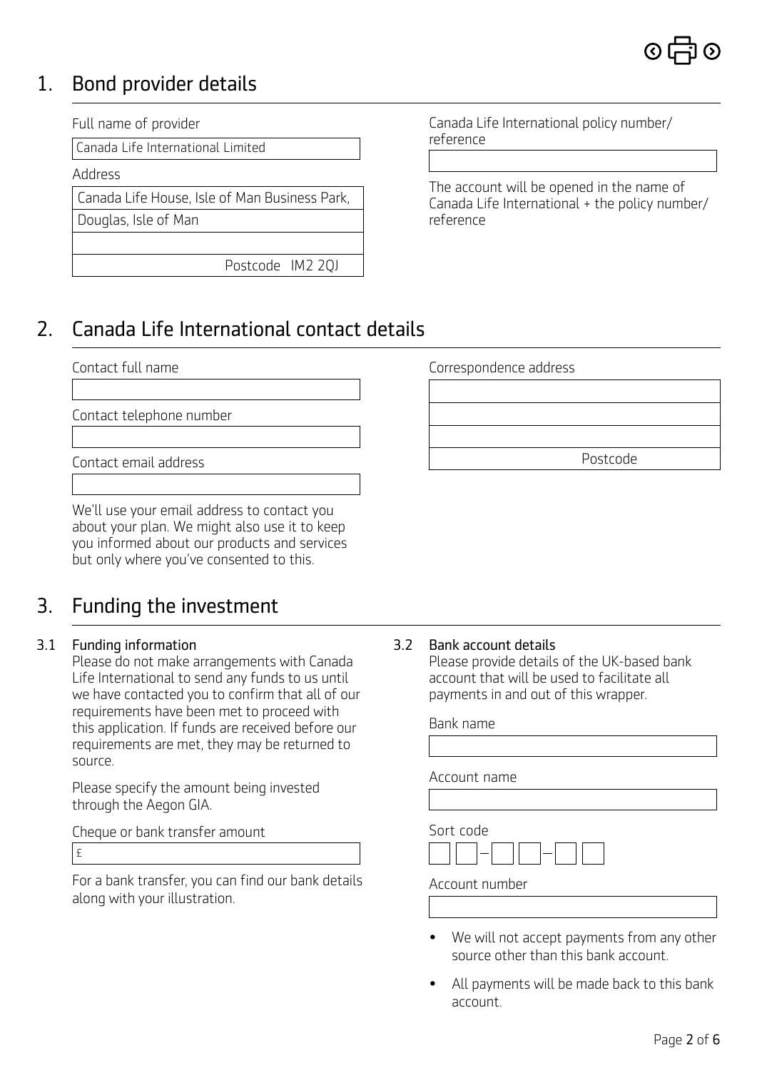## 1. Bond provider details

Full name of provider

Canada Life International Limited

Address

Canada Life House, Isle of Man Business Park,

Douglas, Isle of Man

Postcode IM2 2QJ

Canada Life International policy number/reference

The account will be opened in the name of Canada Life International + the policy number/reference

## 2. Canada Life International contact details

Contact full name

Contact telephone number

Contact email address

We'll use your email address to contact you about your plan. We might also use it to keep you informed about our products and services but only where you've consented to this.

Correspondence address

Postcode

## 3. Funding the investment

### 3.1 Funding information

Please do not make arrangements with Canada Life International to send any funds to us until we have contacted you to confirm that all of our requirements have been met to proceed with this application. If funds are received before our requirements are met, they may be returned to source.

Please specify the amount being invested through the Aegon GIA.

Cheque or bank transfer amount

£

For a bank transfer, you can find our bank details along with your illustration.

### 3.2 Bank account details

Please provide details of the UK-based bank account that will be used to facilitate all payments in and out of this wrapper.

Bank name

Account name

Sort code

☐☐ – ☐☐ – ☐☐

Account number

- We will not accept payments from any other source other than this bank account.
- All payments will be made back to this bank account.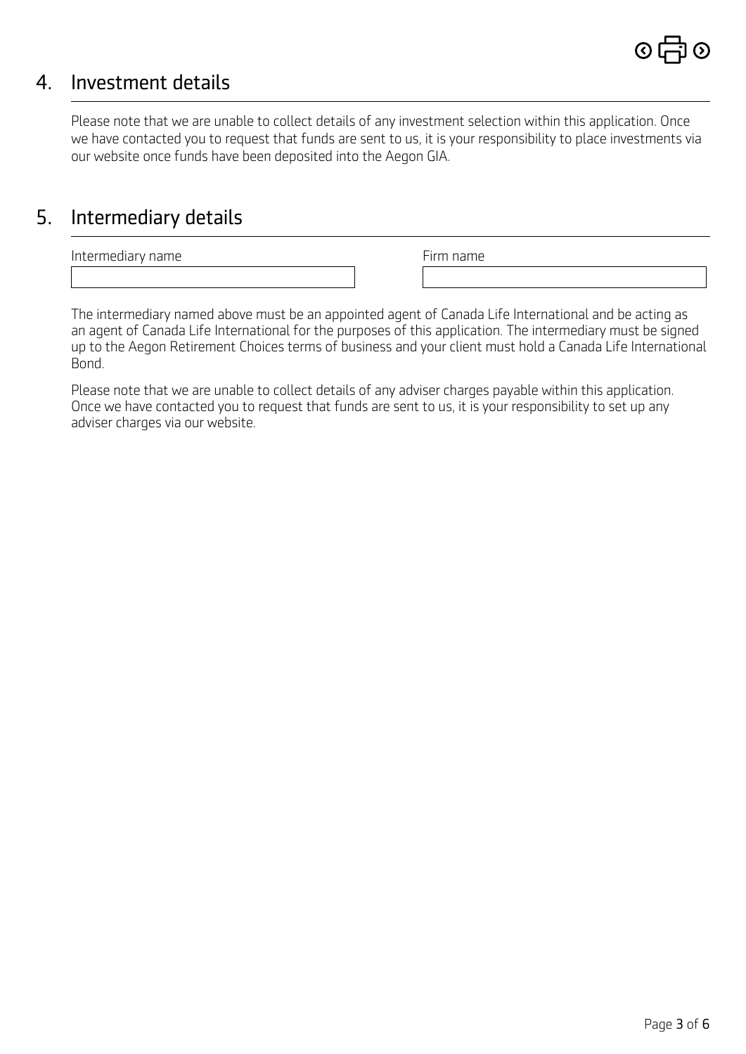## 4. Investment details

Please note that we are unable to collect details of any investment selection within this application. Once we have contacted you to request that funds are sent to us, it is your responsibility to place investments via our website once funds have been deposited into the Aegon GIA.

## 5. Intermediary details

| Intermediary name | Firm name |
| --- | --- |
| | |

The intermediary named above must be an appointed agent of Canada Life International and be acting as an agent of Canada Life International for the purposes of this application. The intermediary must be signed up to the Aegon Retirement Choices terms of business and your client must hold a Canada Life International Bond.

Please note that we are unable to collect details of any adviser charges payable within this application. Once we have contacted you to request that funds are sent to us, it is your responsibility to set up any adviser charges via our website.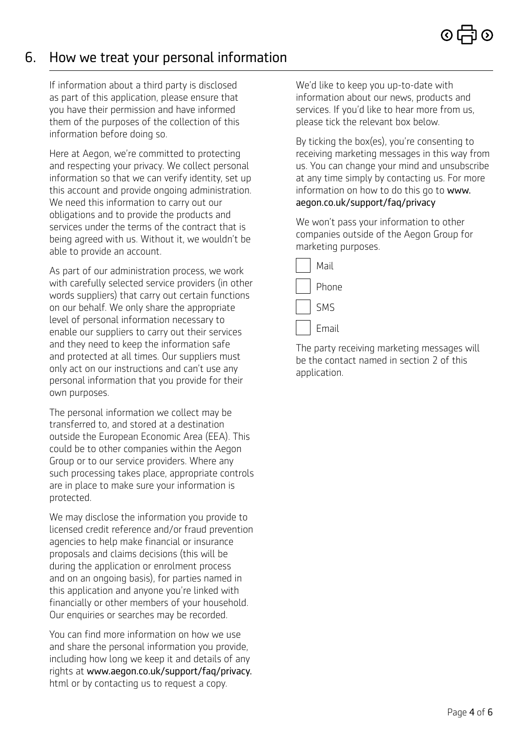## 6. How we treat your personal information

If information about a third party is disclosed as part of this application, please ensure that you have their permission and have informed them of the purposes of the collection of this information before doing so.

Here at Aegon, we're committed to protecting and respecting your privacy. We collect personal information so that we can verify identity, set up this account and provide ongoing administration. We need this information to carry out our obligations and to provide the products and services under the terms of the contract that is being agreed with us. Without it, we wouldn't be able to provide an account.

As part of our administration process, we work with carefully selected service providers (in other words suppliers) that carry out certain functions on our behalf. We only share the appropriate level of personal information necessary to enable our suppliers to carry out their services and they need to keep the information safe and protected at all times. Our suppliers must only act on our instructions and can't use any personal information that you provide for their own purposes.

The personal information we collect may be transferred to, and stored at a destination outside the European Economic Area (EEA). This could be to other companies within the Aegon Group or to our service providers. Where any such processing takes place, appropriate controls are in place to make sure your information is protected.

We may disclose the information you provide to licensed credit reference and/or fraud prevention agencies to help make financial or insurance proposals and claims decisions (this will be during the application or enrolment process and on an ongoing basis), for parties named in this application and anyone you're linked with financially or other members of your household. Our enquiries or searches may be recorded.

You can find more information on how we use and share the personal information you provide, including how long we keep it and details of any rights at www.aegon.co.uk/support/faq/privacy.html or by contacting us to request a copy.

We'd like to keep you up-to-date with information about our news, products and services. If you'd like to hear more from us, please tick the relevant box below.

By ticking the box(es), you're consenting to receiving marketing messages in this way from us. You can change your mind and unsubscribe at any time simply by contacting us. For more information on how to do this go to www.aegon.co.uk/support/faq/privacy

We won't pass your information to other companies outside of the Aegon Group for marketing purposes.

- [ ] Mail
- [ ] Phone
- [ ] SMS
- [ ] Email

The party receiving marketing messages will be the contact named in section 2 of this application.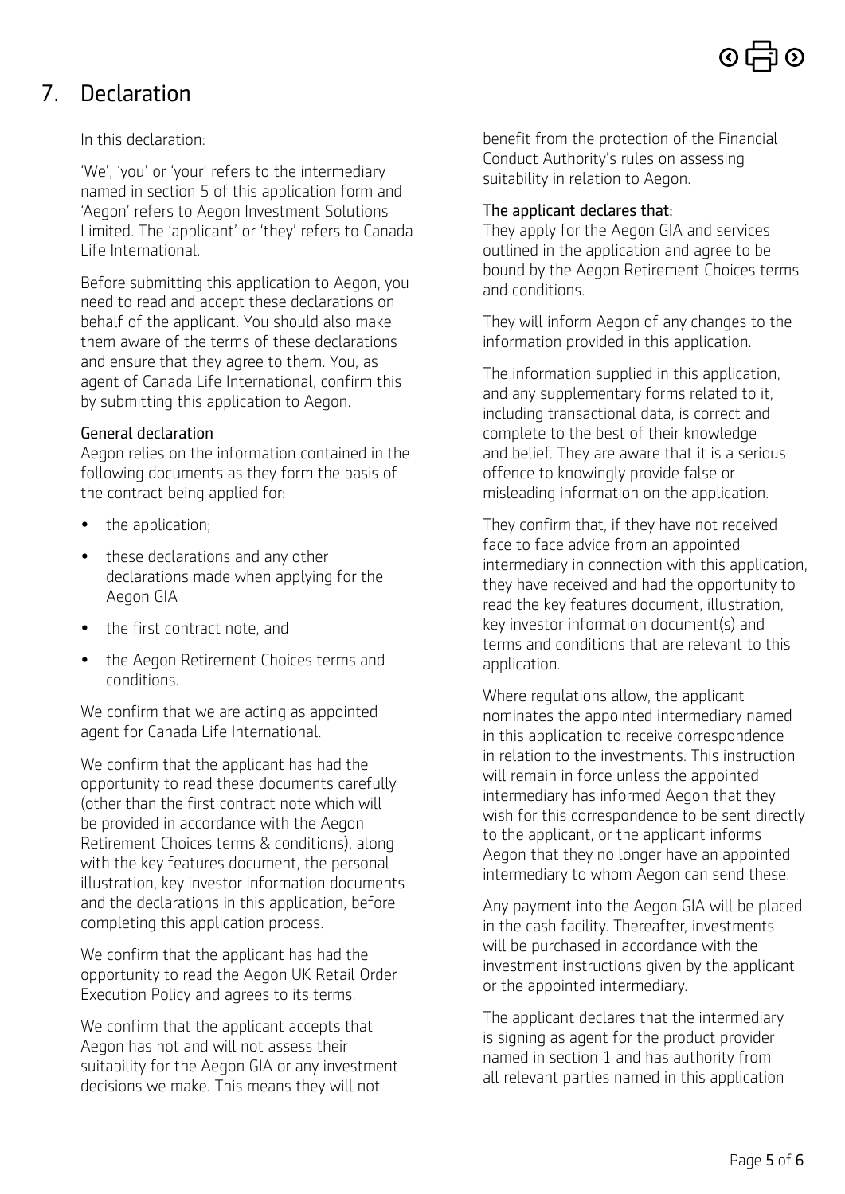## 7. Declaration

In this declaration:

'We', 'you' or 'your' refers to the intermediary named in section 5 of this application form and 'Aegon' refers to Aegon Investment Solutions Limited. The 'applicant' or 'they' refers to Canada Life International.

Before submitting this application to Aegon, you need to read and accept these declarations on behalf of the applicant. You should also make them aware of the terms of these declarations and ensure that they agree to them. You, as agent of Canada Life International, confirm this by submitting this application to Aegon.

### General declaration

Aegon relies on the information contained in the following documents as they form the basis of the contract being applied for:

- the application;
- these declarations and any other declarations made when applying for the Aegon GIA
- the first contract note, and
- the Aegon Retirement Choices terms and conditions.

We confirm that we are acting as appointed agent for Canada Life International.

We confirm that the applicant has had the opportunity to read these documents carefully (other than the first contract note which will be provided in accordance with the Aegon Retirement Choices terms & conditions), along with the key features document, the personal illustration, key investor information documents and the declarations in this application, before completing this application process.

We confirm that the applicant has had the opportunity to read the Aegon UK Retail Order Execution Policy and agrees to its terms.

We confirm that the applicant accepts that Aegon has not and will not assess their suitability for the Aegon GIA or any investment decisions we make. This means they will not benefit from the protection of the Financial Conduct Authority's rules on assessing suitability in relation to Aegon.

### The applicant declares that:

They apply for the Aegon GIA and services outlined in the application and agree to be bound by the Aegon Retirement Choices terms and conditions.

They will inform Aegon of any changes to the information provided in this application.

The information supplied in this application, and any supplementary forms related to it, including transactional data, is correct and complete to the best of their knowledge and belief. They are aware that it is a serious offence to knowingly provide false or misleading information on the application.

They confirm that, if they have not received face to face advice from an appointed intermediary in connection with this application, they have received and had the opportunity to read the key features document, illustration, key investor information document(s) and terms and conditions that are relevant to this application.

Where regulations allow, the applicant nominates the appointed intermediary named in this application to receive correspondence in relation to the investments. This instruction will remain in force unless the appointed intermediary has informed Aegon that they wish for this correspondence to be sent directly to the applicant, or the applicant informs Aegon that they no longer have an appointed intermediary to whom Aegon can send these.

Any payment into the Aegon GIA will be placed in the cash facility. Thereafter, investments will be purchased in accordance with the investment instructions given by the applicant or the appointed intermediary.

The applicant declares that the intermediary is signing as agent for the product provider named in section 1 and has authority from all relevant parties named in this application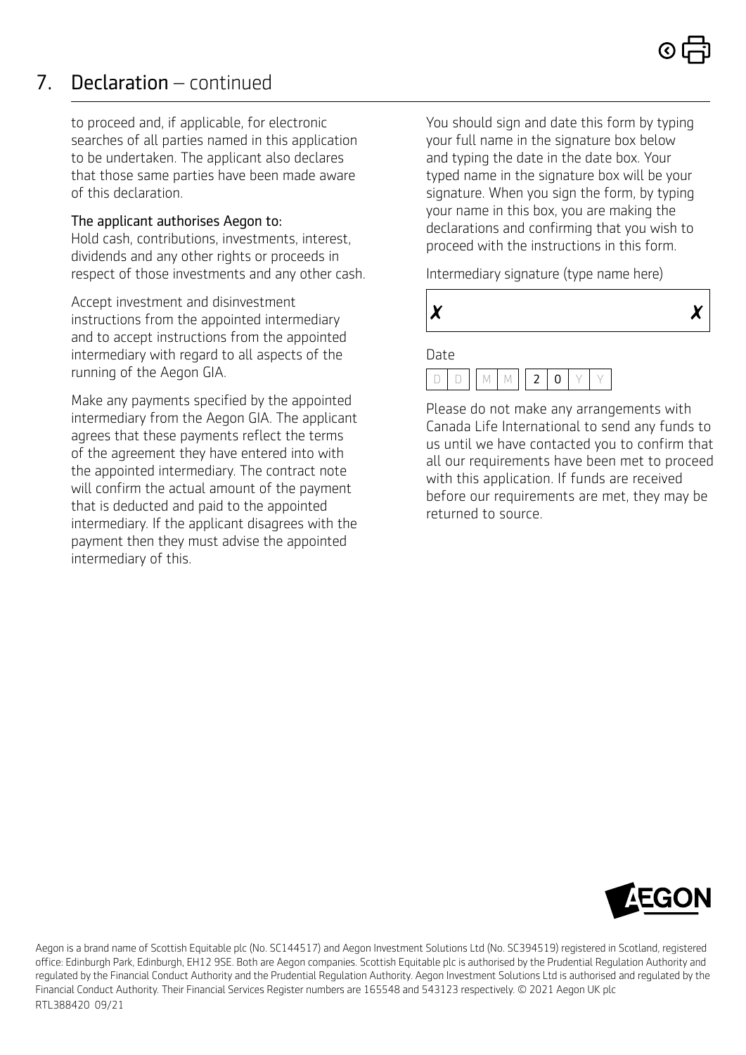## 7. Declaration – continued

to proceed and, if applicable, for electronic searches of all parties named in this application to be undertaken. The applicant also declares that those same parties have been made aware of this declaration.

**The applicant authorises Aegon to:**

Hold cash, contributions, investments, interest, dividends and any other rights or proceeds in respect of those investments and any other cash.

Accept investment and disinvestment instructions from the appointed intermediary and to accept instructions from the appointed intermediary with regard to all aspects of the running of the Aegon GIA.

Make any payments specified by the appointed intermediary from the Aegon GIA. The applicant agrees that these payments reflect the terms of the agreement they have entered into with the appointed intermediary. The contract note will confirm the actual amount of the payment that is deducted and paid to the appointed intermediary. If the applicant disagrees with the payment then they must advise the appointed intermediary of this.

You should sign and date this form by typing your full name in the signature box below and typing the date in the date box. Your typed name in the signature box will be your signature. When you sign the form, by typing your name in this box, you are making the declarations and confirming that you wish to proceed with the instructions in this form.

Intermediary signature (type name here)

✗ ✗

Date

D D M M 2 0 Y Y

Please do not make any arrangements with Canada Life International to send any funds to us until we have contacted you to confirm that all our requirements have been met to proceed with this application. If funds are received before our requirements are met, they may be returned to source.

AEGON

Aegon is a brand name of Scottish Equitable plc (No. SC144517) and Aegon Investment Solutions Ltd (No. SC394519) registered in Scotland, registered office: Edinburgh Park, Edinburgh, EH12 9SE. Both are Aegon companies. Scottish Equitable plc is authorised by the Prudential Regulation Authority and regulated by the Financial Conduct Authority and the Prudential Regulation Authority. Aegon Investment Solutions Ltd is authorised and regulated by the Financial Conduct Authority. Their Financial Services Register numbers are 165548 and 543123 respectively. © 2021 Aegon UK plc
RTL388420 09/21